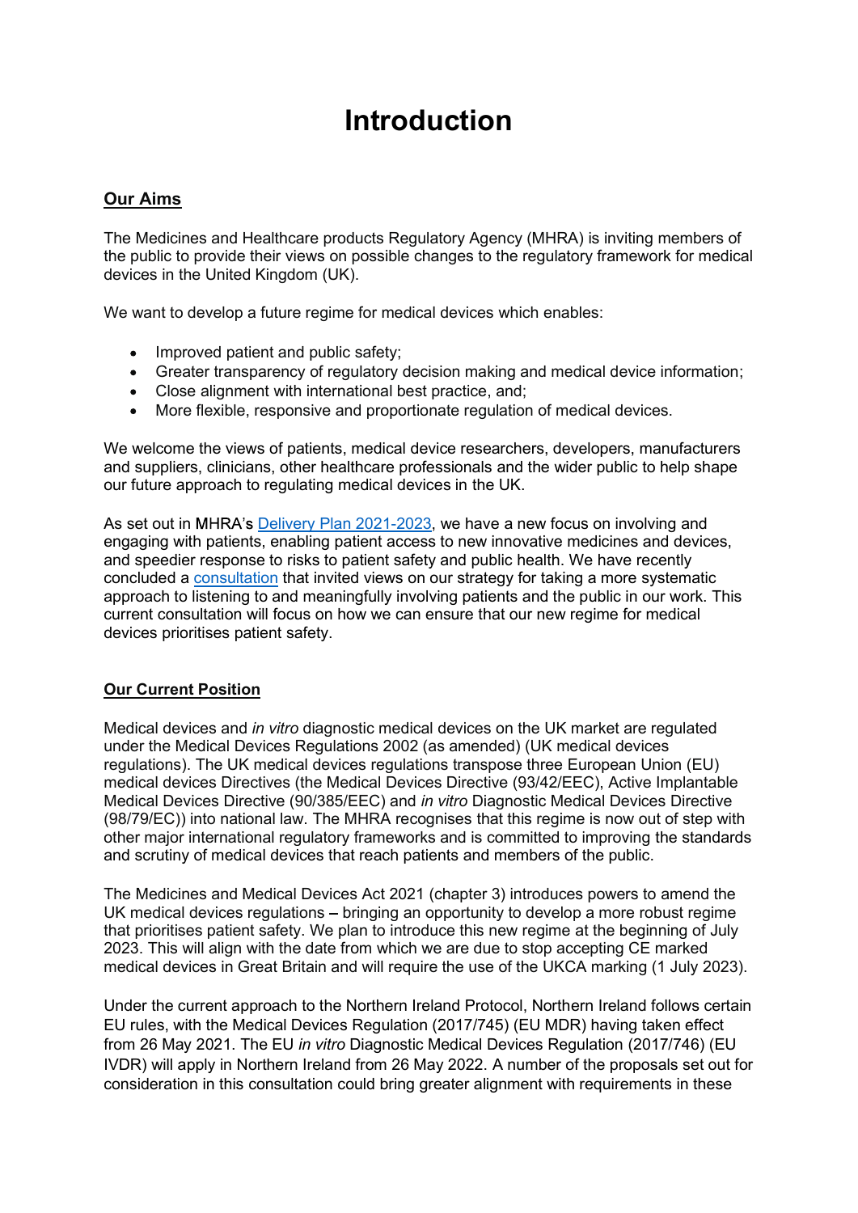# Introduction

## Our Aims

The Medicines and Healthcare products Regulatory Agency (MHRA) is inviting members of the public to provide their views on possible changes to the regulatory framework for medical devices in the United Kingdom (UK).

We want to develop a future regime for medical devices which enables:

- Improved patient and public safety;
- Greater transparency of regulatory decision making and medical device information;
- Close alignment with international best practice, and;
- More flexible, responsive and proportionate regulation of medical devices.

We welcome the views of patients, medical device researchers, developers, manufacturers and suppliers, clinicians, other healthcare professionals and the wider public to help shape our future approach to regulating medical devices in the UK.

As set out in MHRA's [Delivery Plan 2021-2023](), we have a new focus on involving and engaging with patients, enabling patient access to new innovative medicines and devices, and speedier response to risks to patient safety and public health. We have recently concluded a [consultation]() that invited views on our strategy for taking a more systematic approach to listening to and meaningfully involving patients and the public in our work. This current consultation will focus on how we can ensure that our new regime for medical devices prioritises patient safety.

## Our Current Position

Medical devices and *in vitro* diagnostic medical devices on the UK market are regulated under the Medical Devices Regulations 2002 (as amended) (UK medical devices regulations). The UK medical devices regulations transpose three European Union (EU) medical devices Directives (the Medical Devices Directive (93/42/EEC), Active Implantable Medical Devices Directive (90/385/EEC) and *in vitro* Diagnostic Medical Devices Directive (98/79/EC)) into national law. The MHRA recognises that this regime is now out of step with other major international regulatory frameworks and is committed to improving the standards and scrutiny of medical devices that reach patients and members of the public.

The Medicines and Medical Devices Act 2021 (chapter 3) introduces powers to amend the UK medical devices regulations – bringing an opportunity to develop a more robust regime that prioritises patient safety. We plan to introduce this new regime at the beginning of July 2023. This will align with the date from which we are due to stop accepting CE marked medical devices in Great Britain and will require the use of the UKCA marking (1 July 2023).

Under the current approach to the Northern Ireland Protocol, Northern Ireland follows certain EU rules, with the Medical Devices Regulation (2017/745) (EU MDR) having taken effect from 26 May 2021. The EU *in vitro* Diagnostic Medical Devices Regulation (2017/746) (EU IVDR) will apply in Northern Ireland from 26 May 2022. A number of the proposals set out for consideration in this consultation could bring greater alignment with requirements in these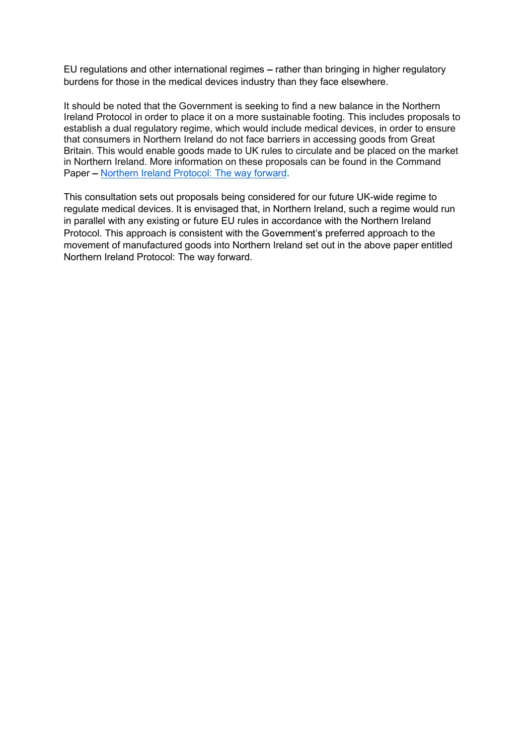EU regulations and other international regimes – rather than bringing in higher regulatory burdens for those in the medical devices industry than they face elsewhere.

It should be noted that the Government is seeking to find a new balance in the Northern Ireland Protocol in order to place it on a more sustainable footing. This includes proposals to establish a dual regulatory regime, which would include medical devices, in order to ensure that consumers in Northern Ireland do not face barriers in accessing goods from Great Britain. This would enable goods made to UK rules to circulate and be placed on the market in Northern Ireland. More information on these proposals can be found in the Command Paper – Northern Ireland Protocol: The way forward.

This consultation sets out proposals being considered for our future UK-wide regime to regulate medical devices. It is envisaged that, in Northern Ireland, such a regime would run in parallel with any existing or future EU rules in accordance with the Northern Ireland Protocol. This approach is consistent with the Government's preferred approach to the movement of manufactured goods into Northern Ireland set out in the above paper entitled Northern Ireland Protocol: The way forward.